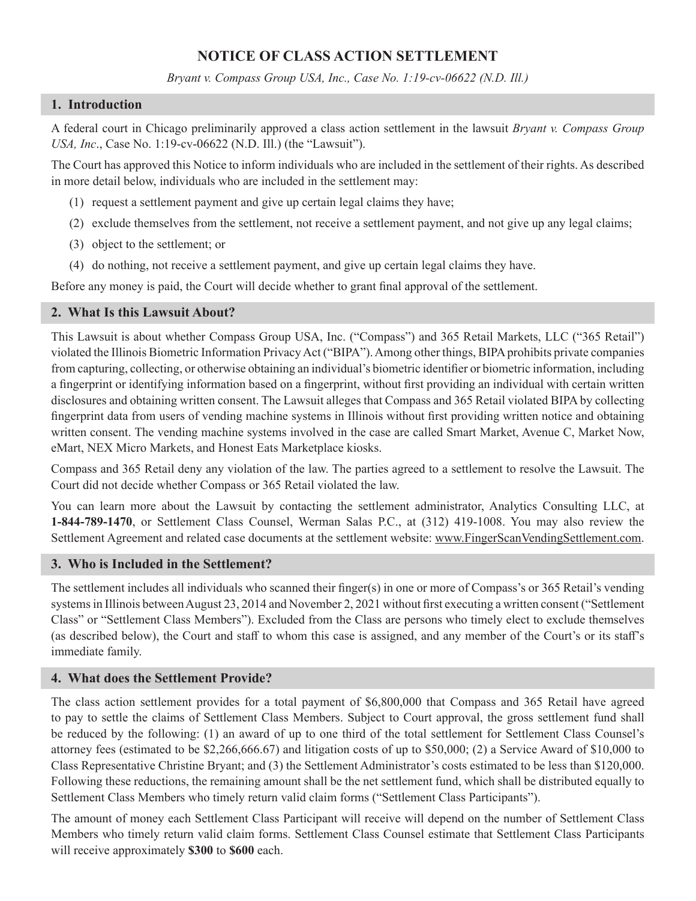# NOTICE OF CLASS ACTION SETTLEMENT

*Bryant v. Compass Group USA, Inc., Case No. 1:19-cv-06622 (N.D. Ill.)*

## 1. Introduction

A federal court in Chicago preliminarily approved a class action settlement in the lawsuit *Bryant v. Compass Group USA, Inc*., Case No. 1:19-cv-06622 (N.D. Ill.) (the "Lawsuit").

The Court has approved this Notice to inform individuals who are included in the settlement of their rights. As described in more detail below, individuals who are included in the settlement may:

(1) request a settlement payment and give up certain legal claims they have;

(2) exclude themselves from the settlement, not receive a settlement payment, and not give up any legal claims;

(3) object to the settlement; or

(4) do nothing, not receive a settlement payment, and give up certain legal claims they have.

Before any money is paid, the Court will decide whether to grant final approval of the settlement.

## 2. What Is this Lawsuit About?

This Lawsuit is about whether Compass Group USA, Inc. ("Compass") and 365 Retail Markets, LLC ("365 Retail") violated the Illinois Biometric Information Privacy Act ("BIPA"). Among other things, BIPA prohibits private companies from capturing, collecting, or otherwise obtaining an individual's biometric identifier or biometric information, including a fingerprint or identifying information based on a fingerprint, without first providing an individual with certain written disclosures and obtaining written consent. The Lawsuit alleges that Compass and 365 Retail violated BIPA by collecting fingerprint data from users of vending machine systems in Illinois without first providing written notice and obtaining written consent. The vending machine systems involved in the case are called Smart Market, Avenue C, Market Now, eMart, NEX Micro Markets, and Honest Eats Marketplace kiosks.

Compass and 365 Retail deny any violation of the law. The parties agreed to a settlement to resolve the Lawsuit. The Court did not decide whether Compass or 365 Retail violated the law.

You can learn more about the Lawsuit by contacting the settlement administrator, Analytics Consulting LLC, at **1-844-789-1470**, or Settlement Class Counsel, Werman Salas P.C., at (312) 419-1008. You may also review the Settlement Agreement and related case documents at the settlement website: www.FingerScanVendingSettlement.com.

## 3. Who is Included in the Settlement?

The settlement includes all individuals who scanned their finger(s) in one or more of Compass's or 365 Retail's vending systems in Illinois between August 23, 2014 and November 2, 2021 without first executing a written consent ("Settlement Class" or "Settlement Class Members"). Excluded from the Class are persons who timely elect to exclude themselves (as described below), the Court and staff to whom this case is assigned, and any member of the Court's or its staff's immediate family.

## 4. What does the Settlement Provide?

The class action settlement provides for a total payment of $6,800,000 that Compass and 365 Retail have agreed to pay to settle the claims of Settlement Class Members. Subject to Court approval, the gross settlement fund shall be reduced by the following: (1) an award of up to one third of the total settlement for Settlement Class Counsel's attorney fees (estimated to be $2,266,666.67) and litigation costs of up to $50,000; (2) a Service Award of $10,000 to Class Representative Christine Bryant; and (3) the Settlement Administrator's costs estimated to be less than $120,000. Following these reductions, the remaining amount shall be the net settlement fund, which shall be distributed equally to Settlement Class Members who timely return valid claim forms ("Settlement Class Participants").

The amount of money each Settlement Class Participant will receive will depend on the number of Settlement Class Members who timely return valid claim forms. Settlement Class Counsel estimate that Settlement Class Participants will receive approximately **$300** to **$600** each.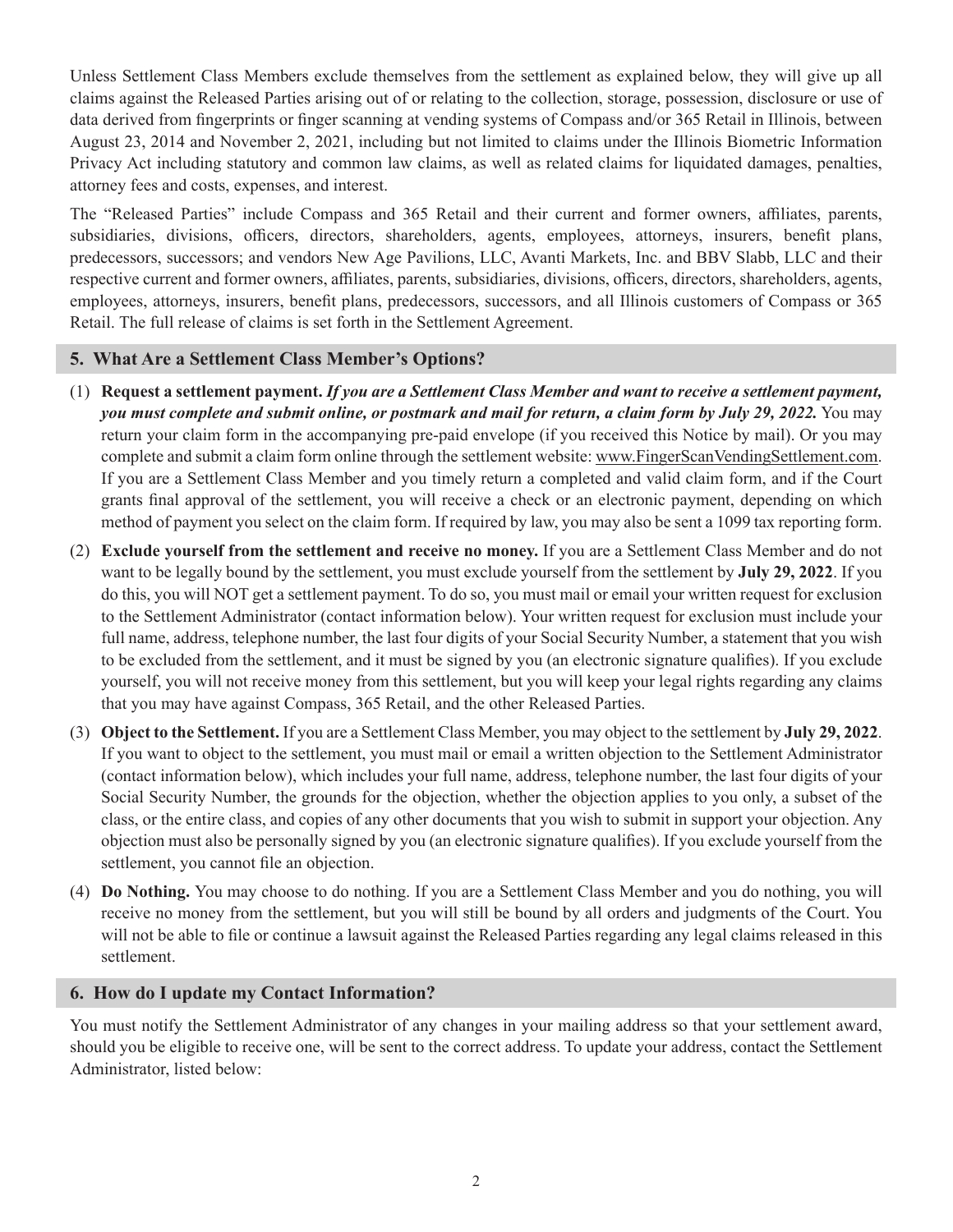Unless Settlement Class Members exclude themselves from the settlement as explained below, they will give up all claims against the Released Parties arising out of or relating to the collection, storage, possession, disclosure or use of data derived from fingerprints or finger scanning at vending systems of Compass and/or 365 Retail in Illinois, between August 23, 2014 and November 2, 2021, including but not limited to claims under the Illinois Biometric Information Privacy Act including statutory and common law claims, as well as related claims for liquidated damages, penalties, attorney fees and costs, expenses, and interest.

The "Released Parties" include Compass and 365 Retail and their current and former owners, affiliates, parents, subsidiaries, divisions, officers, directors, shareholders, agents, employees, attorneys, insurers, benefit plans, predecessors, successors; and vendors New Age Pavilions, LLC, Avanti Markets, Inc. and BBV Slabb, LLC and their respective current and former owners, affiliates, parents, subsidiaries, divisions, officers, directors, shareholders, agents, employees, attorneys, insurers, benefit plans, predecessors, successors, and all Illinois customers of Compass or 365 Retail. The full release of claims is set forth in the Settlement Agreement.

## 5. What Are a Settlement Class Member's Options?

(1) **Request a settlement payment.** ***If you are a Settlement Class Member and want to receive a settlement payment, you must complete and submit online, or postmark and mail for return, a claim form by July 29, 2022.*** You may return your claim form in the accompanying pre-paid envelope (if you received this Notice by mail). Or you may complete and submit a claim form online through the settlement website: www.FingerScanVendingSettlement.com. If you are a Settlement Class Member and you timely return a completed and valid claim form, and if the Court grants final approval of the settlement, you will receive a check or an electronic payment, depending on which method of payment you select on the claim form. If required by law, you may also be sent a 1099 tax reporting form.

(2) **Exclude yourself from the settlement and receive no money.** If you are a Settlement Class Member and do not want to be legally bound by the settlement, you must exclude yourself from the settlement by **July 29, 2022**. If you do this, you will NOT get a settlement payment. To do so, you must mail or email your written request for exclusion to the Settlement Administrator (contact information below). Your written request for exclusion must include your full name, address, telephone number, the last four digits of your Social Security Number, a statement that you wish to be excluded from the settlement, and it must be signed by you (an electronic signature qualifies). If you exclude yourself, you will not receive money from this settlement, but you will keep your legal rights regarding any claims that you may have against Compass, 365 Retail, and the other Released Parties.

(3) **Object to the Settlement.** If you are a Settlement Class Member, you may object to the settlement by **July 29, 2022**. If you want to object to the settlement, you must mail or email a written objection to the Settlement Administrator (contact information below), which includes your full name, address, telephone number, the last four digits of your Social Security Number, the grounds for the objection, whether the objection applies to you only, a subset of the class, or the entire class, and copies of any other documents that you wish to submit in support your objection. Any objection must also be personally signed by you (an electronic signature qualifies). If you exclude yourself from the settlement, you cannot file an objection.

(4) **Do Nothing.** You may choose to do nothing. If you are a Settlement Class Member and you do nothing, you will receive no money from the settlement, but you will still be bound by all orders and judgments of the Court. You will not be able to file or continue a lawsuit against the Released Parties regarding any legal claims released in this settlement.

## 6. How do I update my Contact Information?

You must notify the Settlement Administrator of any changes in your mailing address so that your settlement award, should you be eligible to receive one, will be sent to the correct address. To update your address, contact the Settlement Administrator, listed below: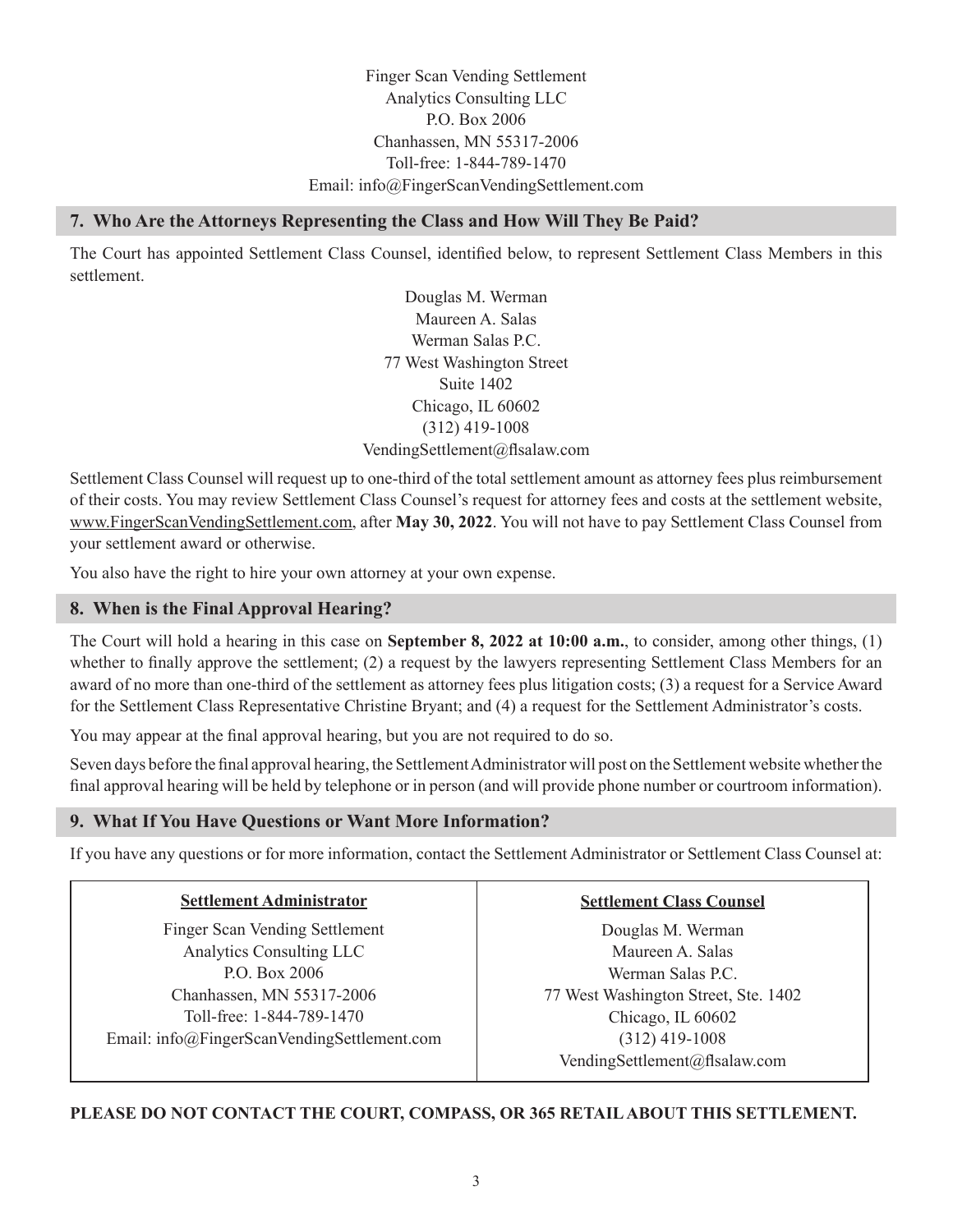Finger Scan Vending Settlement
Analytics Consulting LLC
P.O. Box 2006
Chanhassen, MN 55317-2006
Toll-free: 1-844-789-1470
Email: info@FingerScanVendingSettlement.com

## 7. Who Are the Attorneys Representing the Class and How Will They Be Paid?

The Court has appointed Settlement Class Counsel, identified below, to represent Settlement Class Members in this settlement.

Douglas M. Werman
Maureen A. Salas
Werman Salas P.C.
77 West Washington Street
Suite 1402
Chicago, IL 60602
(312) 419-1008
VendingSettlement@flsalaw.com

Settlement Class Counsel will request up to one-third of the total settlement amount as attorney fees plus reimbursement of their costs. You may review Settlement Class Counsel's request for attorney fees and costs at the settlement website, www.FingerScanVendingSettlement.com, after **May 30, 2022**. You will not have to pay Settlement Class Counsel from your settlement award or otherwise.

You also have the right to hire your own attorney at your own expense.

## 8. When is the Final Approval Hearing?

The Court will hold a hearing in this case on **September 8, 2022 at 10:00 a.m.**, to consider, among other things, (1) whether to finally approve the settlement; (2) a request by the lawyers representing Settlement Class Members for an award of no more than one-third of the settlement as attorney fees plus litigation costs; (3) a request for a Service Award for the Settlement Class Representative Christine Bryant; and (4) a request for the Settlement Administrator's costs.

You may appear at the final approval hearing, but you are not required to do so.

Seven days before the final approval hearing, the Settlement Administrator will post on the Settlement website whether the final approval hearing will be held by telephone or in person (and will provide phone number or courtroom information).

## 9. What If You Have Questions or Want More Information?

If you have any questions or for more information, contact the Settlement Administrator or Settlement Class Counsel at:

| Settlement Administrator | Settlement Class Counsel |
|---|---|
| Finger Scan Vending Settlement<br>Analytics Consulting LLC<br>P.O. Box 2006<br>Chanhassen, MN 55317-2006<br>Toll-free: 1-844-789-1470<br>Email: info@FingerScanVendingSettlement.com | Douglas M. Werman<br>Maureen A. Salas<br>Werman Salas P.C.<br>77 West Washington Street, Ste. 1402<br>Chicago, IL 60602<br>(312) 419-1008<br>VendingSettlement@flsalaw.com |

**PLEASE DO NOT CONTACT THE COURT, COMPASS, OR 365 RETAIL ABOUT THIS SETTLEMENT.**